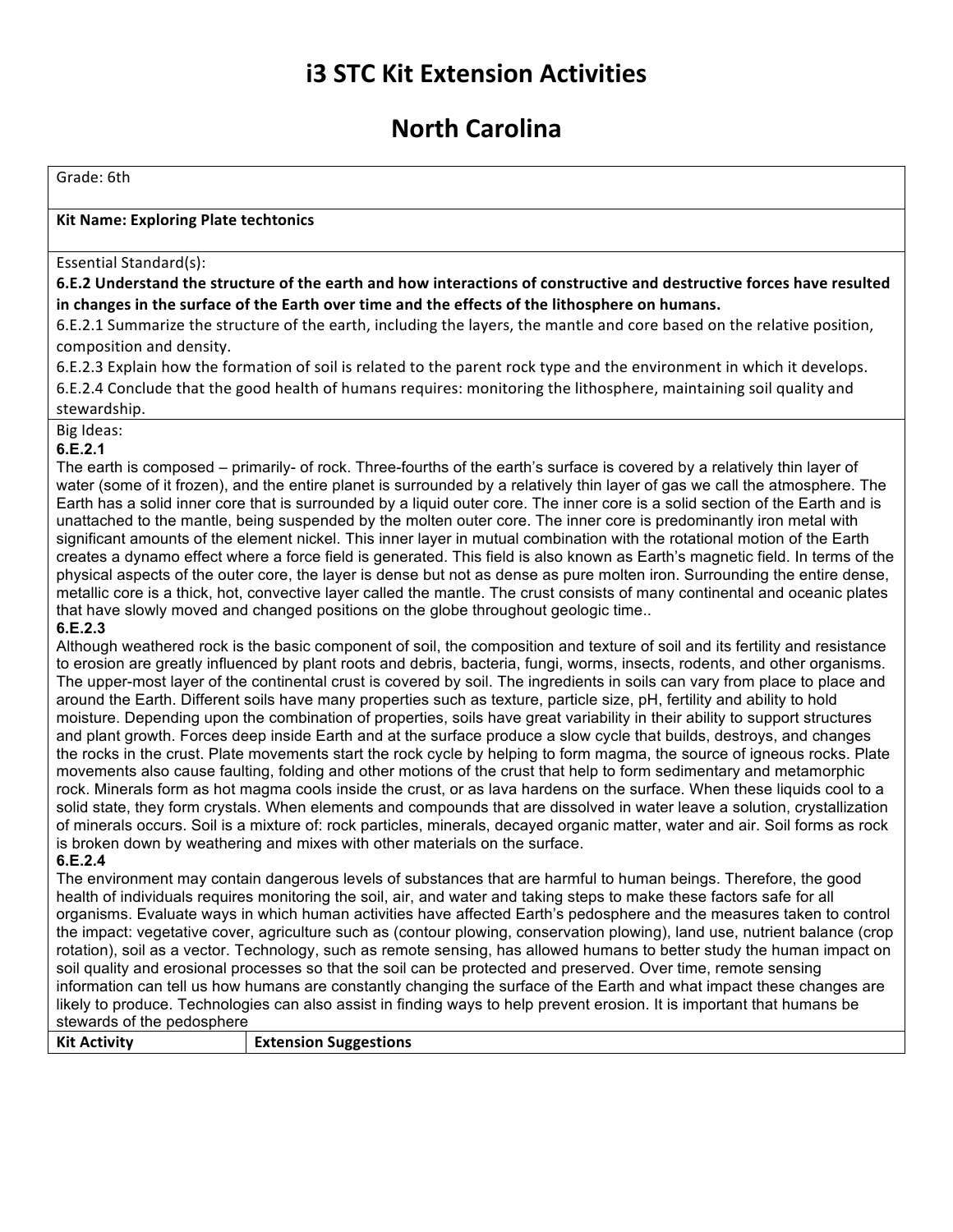# i3 STC Kit Extension Activities

# North Carolina

Grade: 6th

**Kit Name: Exploring Plate techtonics**

Essential Standard(s):

**6.E.2 Understand the structure of the earth and how interactions of constructive and destructive forces have resulted in changes in the surface of the Earth over time and the effects of the lithosphere on humans.**

6.E.2.1 Summarize the structure of the earth, including the layers, the mantle and core based on the relative position, composition and density.

6.E.2.3 Explain how the formation of soil is related to the parent rock type and the environment in which it develops.

6.E.2.4 Conclude that the good health of humans requires: monitoring the lithosphere, maintaining soil quality and stewardship.

Big Ideas:

**6.E.2.1**

The earth is composed – primarily- of rock. Three-fourths of the earth's surface is covered by a relatively thin layer of water (some of it frozen), and the entire planet is surrounded by a relatively thin layer of gas we call the atmosphere. The Earth has a solid inner core that is surrounded by a liquid outer core. The inner core is a solid section of the Earth and is unattached to the mantle, being suspended by the molten outer core. The inner core is predominantly iron metal with significant amounts of the element nickel. This inner layer in mutual combination with the rotational motion of the Earth creates a dynamo effect where a force field is generated. This field is also known as Earth's magnetic field. In terms of the physical aspects of the outer core, the layer is dense but not as dense as pure molten iron. Surrounding the entire dense, metallic core is a thick, hot, convective layer called the mantle. The crust consists of many continental and oceanic plates that have slowly moved and changed positions on the globe throughout geologic time..

**6.E.2.3**

Although weathered rock is the basic component of soil, the composition and texture of soil and its fertility and resistance to erosion are greatly influenced by plant roots and debris, bacteria, fungi, worms, insects, rodents, and other organisms. The upper-most layer of the continental crust is covered by soil. The ingredients in soils can vary from place to place and around the Earth. Different soils have many properties such as texture, particle size, pH, fertility and ability to hold moisture. Depending upon the combination of properties, soils have great variability in their ability to support structures and plant growth. Forces deep inside Earth and at the surface produce a slow cycle that builds, destroys, and changes the rocks in the crust. Plate movements start the rock cycle by helping to form magma, the source of igneous rocks. Plate movements also cause faulting, folding and other motions of the crust that help to form sedimentary and metamorphic rock. Minerals form as hot magma cools inside the crust, or as lava hardens on the surface. When these liquids cool to a solid state, they form crystals. When elements and compounds that are dissolved in water leave a solution, crystallization of minerals occurs. Soil is a mixture of: rock particles, minerals, decayed organic matter, water and air. Soil forms as rock is broken down by weathering and mixes with other materials on the surface.

**6.E.2.4**

The environment may contain dangerous levels of substances that are harmful to human beings. Therefore, the good health of individuals requires monitoring the soil, air, and water and taking steps to make these factors safe for all organisms. Evaluate ways in which human activities have affected Earth's pedosphere and the measures taken to control the impact: vegetative cover, agriculture such as (contour plowing, conservation plowing), land use, nutrient balance (crop rotation), soil as a vector. Technology, such as remote sensing, has allowed humans to better study the human impact on soil quality and erosional processes so that the soil can be protected and preserved. Over time, remote sensing information can tell us how humans are constantly changing the surface of the Earth and what impact these changes are likely to produce. Technologies can also assist in finding ways to help prevent erosion. It is important that humans be stewards of the pedosphere

| Kit Activity | Extension Suggestions |
| --- | --- |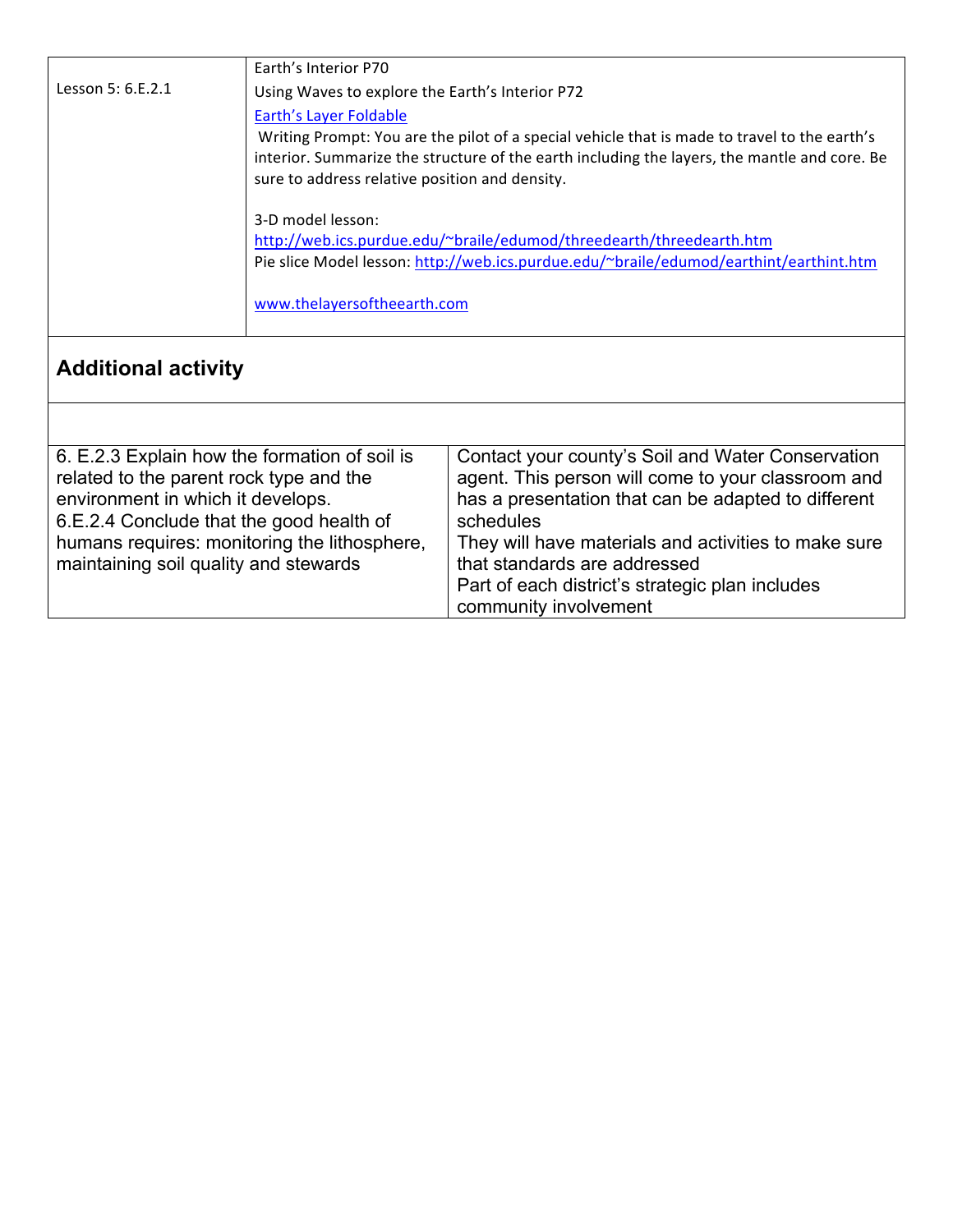| | |
|---|---|
| Lesson 5: 6.E.2.1 | Earth's Interior P70<br>Using Waves to explore the Earth's Interior P72<br>Earth's Layer Foldable<br>Writing Prompt: You are the pilot of a special vehicle that is made to travel to the earth's interior. Summarize the structure of the earth including the layers, the mantle and core. Be sure to address relative position and density.<br><br>3-D model lesson: http://web.ics.purdue.edu/~braile/edumod/threedearth/threedearth.htm<br>Pie slice Model lesson: http://web.ics.purdue.edu/~braile/edumod/earthint/earthint.htm<br><br>www.thelayersoftheearth.com |

## Additional activity

| | |
|---|---|
| 6. E.2.3 Explain how the formation of soil is related to the parent rock type and the environment in which it develops.<br>6.E.2.4 Conclude that the good health of humans requires: monitoring the lithosphere, maintaining soil quality and stewards | Contact your county's Soil and Water Conservation agent. This person will come to your classroom and has a presentation that can be adapted to different schedules<br>They will have materials and activities to make sure that standards are addressed<br>Part of each district's strategic plan includes community involvement |